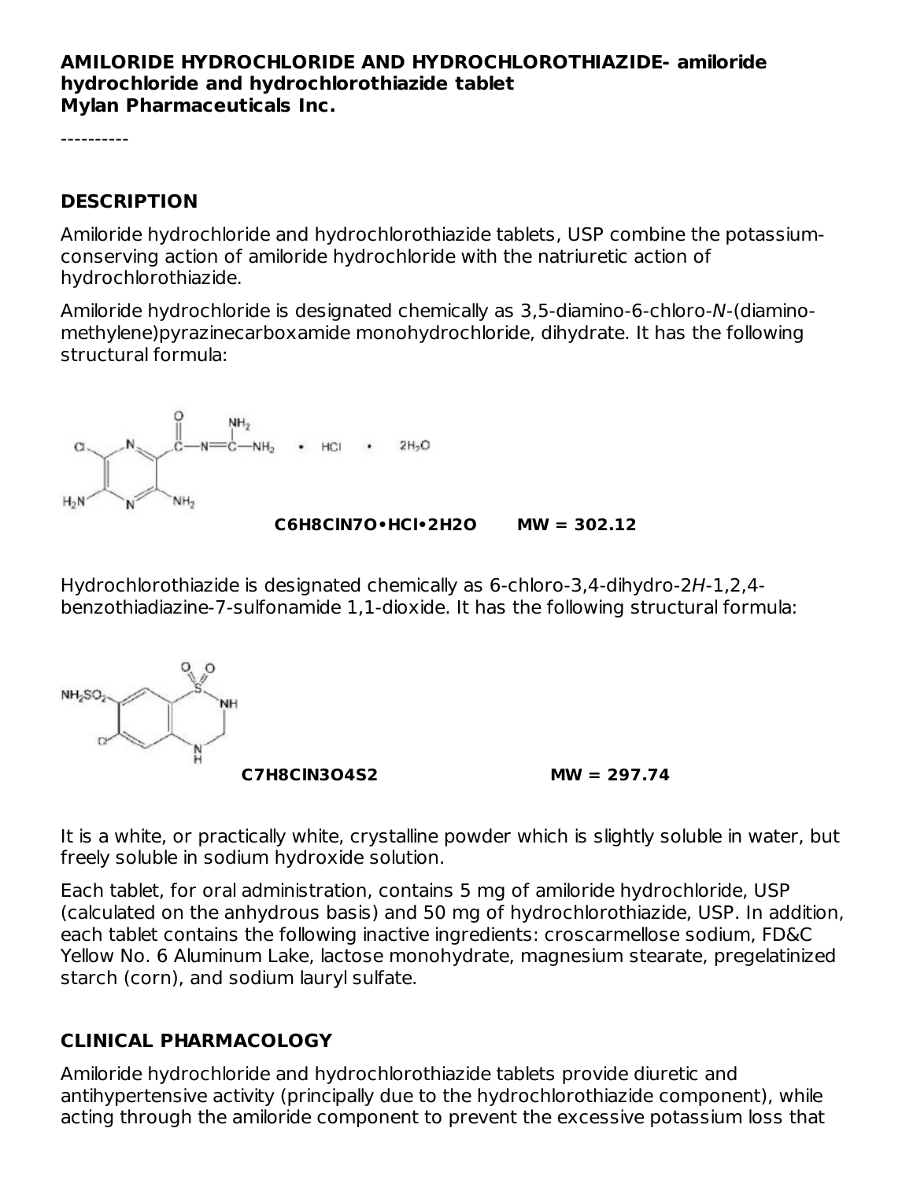**AMILORIDE HYDROCHLORIDE AND HYDROCHLOROTHIAZIDE- amiloride hydrochloride and hydrochlorothiazide tablet**
**Mylan Pharmaceuticals Inc.**

----------

## DESCRIPTION

Amiloride hydrochloride and hydrochlorothiazide tablets, USP combine the potassium-conserving action of amiloride hydrochloride with the natriuretic action of hydrochlorothiazide.

Amiloride hydrochloride is designated chemically as 3,5-diamino-6-chloro-*N*-(diamino-methylene)pyrazinecarboxamide monohydrochloride, dihydrate. It has the following structural formula:

**$C_6H_8ClN_7O \bullet HCl \bullet 2H_2O$ MW = 302.12**

Hydrochlorothiazide is designated chemically as 6-chloro-3,4-dihydro-2*H*-1,2,4-benzothiadiazine-7-sulfonamide 1,1-dioxide. It has the following structural formula:

**$C_7H_8ClN_3O_4S_2$ MW = 297.74**

It is a white, or practically white, crystalline powder which is slightly soluble in water, but freely soluble in sodium hydroxide solution.

Each tablet, for oral administration, contains 5 mg of amiloride hydrochloride, USP (calculated on the anhydrous basis) and 50 mg of hydrochlorothiazide, USP. In addition, each tablet contains the following inactive ingredients: croscarmellose sodium, FD&C Yellow No. 6 Aluminum Lake, lactose monohydrate, magnesium stearate, pregelatinized starch (corn), and sodium lauryl sulfate.

## CLINICAL PHARMACOLOGY

Amiloride hydrochloride and hydrochlorothiazide tablets provide diuretic and antihypertensive activity (principally due to the hydrochlorothiazide component), while acting through the amiloride component to prevent the excessive potassium loss that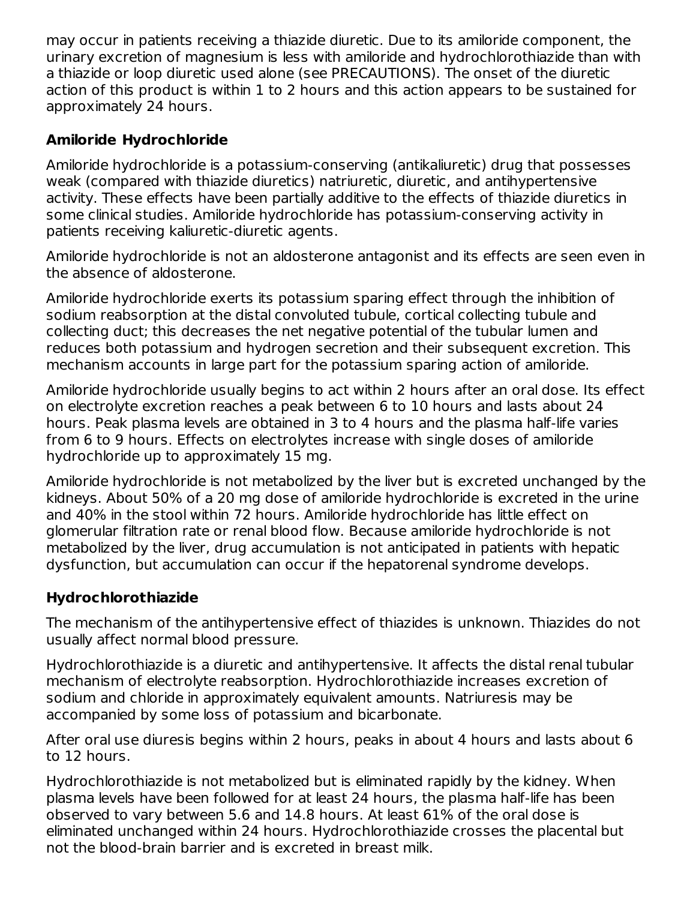may occur in patients receiving a thiazide diuretic. Due to its amiloride component, the urinary excretion of magnesium is less with amiloride and hydrochlorothiazide than with a thiazide or loop diuretic used alone (see PRECAUTIONS). The onset of the diuretic action of this product is within 1 to 2 hours and this action appears to be sustained for approximately 24 hours.

## Amiloride Hydrochloride

Amiloride hydrochloride is a potassium-conserving (antikaliuretic) drug that possesses weak (compared with thiazide diuretics) natriuretic, diuretic, and antihypertensive activity. These effects have been partially additive to the effects of thiazide diuretics in some clinical studies. Amiloride hydrochloride has potassium-conserving activity in patients receiving kaliuretic-diuretic agents.

Amiloride hydrochloride is not an aldosterone antagonist and its effects are seen even in the absence of aldosterone.

Amiloride hydrochloride exerts its potassium sparing effect through the inhibition of sodium reabsorption at the distal convoluted tubule, cortical collecting tubule and collecting duct; this decreases the net negative potential of the tubular lumen and reduces both potassium and hydrogen secretion and their subsequent excretion. This mechanism accounts in large part for the potassium sparing action of amiloride.

Amiloride hydrochloride usually begins to act within 2 hours after an oral dose. Its effect on electrolyte excretion reaches a peak between 6 to 10 hours and lasts about 24 hours. Peak plasma levels are obtained in 3 to 4 hours and the plasma half-life varies from 6 to 9 hours. Effects on electrolytes increase with single doses of amiloride hydrochloride up to approximately 15 mg.

Amiloride hydrochloride is not metabolized by the liver but is excreted unchanged by the kidneys. About 50% of a 20 mg dose of amiloride hydrochloride is excreted in the urine and 40% in the stool within 72 hours. Amiloride hydrochloride has little effect on glomerular filtration rate or renal blood flow. Because amiloride hydrochloride is not metabolized by the liver, drug accumulation is not anticipated in patients with hepatic dysfunction, but accumulation can occur if the hepatorenal syndrome develops.

## Hydrochlorothiazide

The mechanism of the antihypertensive effect of thiazides is unknown. Thiazides do not usually affect normal blood pressure.

Hydrochlorothiazide is a diuretic and antihypertensive. It affects the distal renal tubular mechanism of electrolyte reabsorption. Hydrochlorothiazide increases excretion of sodium and chloride in approximately equivalent amounts. Natriuresis may be accompanied by some loss of potassium and bicarbonate.

After oral use diuresis begins within 2 hours, peaks in about 4 hours and lasts about 6 to 12 hours.

Hydrochlorothiazide is not metabolized but is eliminated rapidly by the kidney. When plasma levels have been followed for at least 24 hours, the plasma half-life has been observed to vary between 5.6 and 14.8 hours. At least 61% of the oral dose is eliminated unchanged within 24 hours. Hydrochlorothiazide crosses the placental but not the blood-brain barrier and is excreted in breast milk.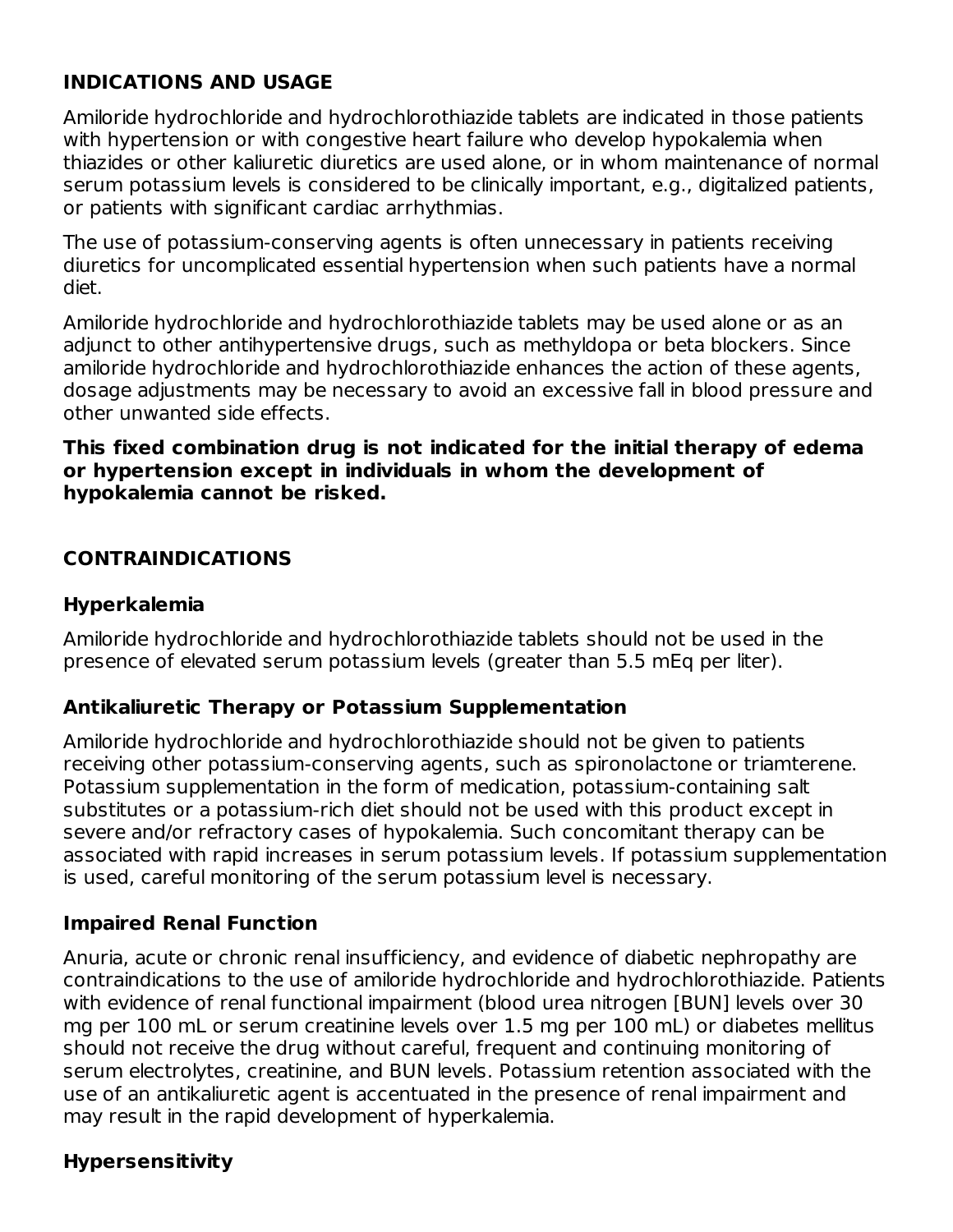## INDICATIONS AND USAGE

Amiloride hydrochloride and hydrochlorothiazide tablets are indicated in those patients with hypertension or with congestive heart failure who develop hypokalemia when thiazides or other kaliuretic diuretics are used alone, or in whom maintenance of normal serum potassium levels is considered to be clinically important, e.g., digitalized patients, or patients with significant cardiac arrhythmias.

The use of potassium-conserving agents is often unnecessary in patients receiving diuretics for uncomplicated essential hypertension when such patients have a normal diet.

Amiloride hydrochloride and hydrochlorothiazide tablets may be used alone or as an adjunct to other antihypertensive drugs, such as methyldopa or beta blockers. Since amiloride hydrochloride and hydrochlorothiazide enhances the action of these agents, dosage adjustments may be necessary to avoid an excessive fall in blood pressure and other unwanted side effects.

**This fixed combination drug is not indicated for the initial therapy of edema or hypertension except in individuals in whom the development of hypokalemia cannot be risked.**

## CONTRAINDICATIONS

### Hyperkalemia

Amiloride hydrochloride and hydrochlorothiazide tablets should not be used in the presence of elevated serum potassium levels (greater than 5.5 mEq per liter).

### Antikaliuretic Therapy or Potassium Supplementation

Amiloride hydrochloride and hydrochlorothiazide should not be given to patients receiving other potassium-conserving agents, such as spironolactone or triamterene. Potassium supplementation in the form of medication, potassium-containing salt substitutes or a potassium-rich diet should not be used with this product except in severe and/or refractory cases of hypokalemia. Such concomitant therapy can be associated with rapid increases in serum potassium levels. If potassium supplementation is used, careful monitoring of the serum potassium level is necessary.

### Impaired Renal Function

Anuria, acute or chronic renal insufficiency, and evidence of diabetic nephropathy are contraindications to the use of amiloride hydrochloride and hydrochlorothiazide. Patients with evidence of renal functional impairment (blood urea nitrogen [BUN] levels over 30 mg per 100 mL or serum creatinine levels over 1.5 mg per 100 mL) or diabetes mellitus should not receive the drug without careful, frequent and continuing monitoring of serum electrolytes, creatinine, and BUN levels. Potassium retention associated with the use of an antikaliuretic agent is accentuated in the presence of renal impairment and may result in the rapid development of hyperkalemia.

### Hypersensitivity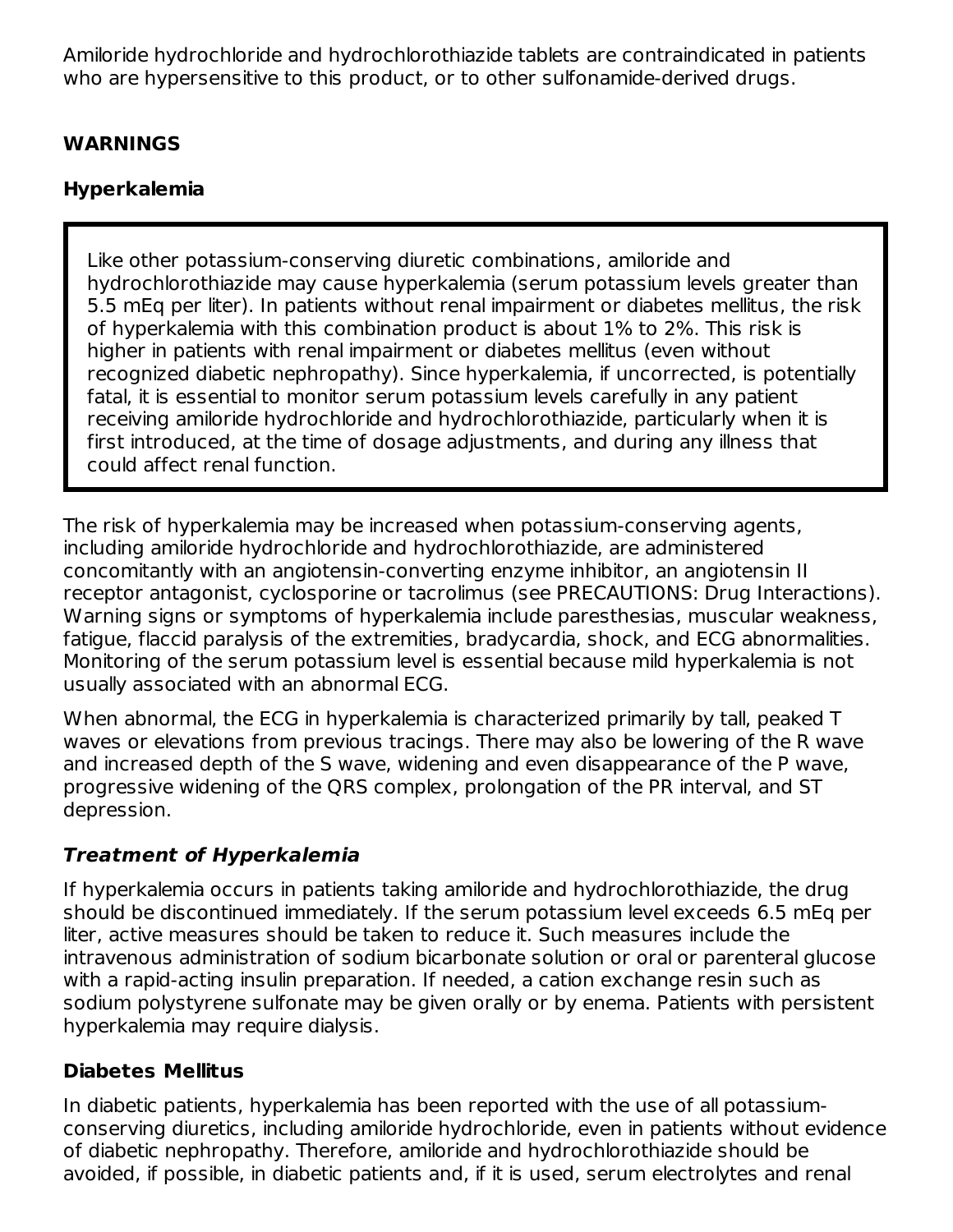Amiloride hydrochloride and hydrochlorothiazide tablets are contraindicated in patients who are hypersensitive to this product, or to other sulfonamide-derived drugs.

## WARNINGS

### Hyperkalemia

> Like other potassium-conserving diuretic combinations, amiloride and hydrochlorothiazide may cause hyperkalemia (serum potassium levels greater than 5.5 mEq per liter). In patients without renal impairment or diabetes mellitus, the risk of hyperkalemia with this combination product is about 1% to 2%. This risk is higher in patients with renal impairment or diabetes mellitus (even without recognized diabetic nephropathy). Since hyperkalemia, if uncorrected, is potentially fatal, it is essential to monitor serum potassium levels carefully in any patient receiving amiloride hydrochloride and hydrochlorothiazide, particularly when it is first introduced, at the time of dosage adjustments, and during any illness that could affect renal function.

The risk of hyperkalemia may be increased when potassium-conserving agents, including amiloride hydrochloride and hydrochlorothiazide, are administered concomitantly with an angiotensin-converting enzyme inhibitor, an angiotensin II receptor antagonist, cyclosporine or tacrolimus (see PRECAUTIONS: Drug Interactions). Warning signs or symptoms of hyperkalemia include paresthesias, muscular weakness, fatigue, flaccid paralysis of the extremities, bradycardia, shock, and ECG abnormalities. Monitoring of the serum potassium level is essential because mild hyperkalemia is not usually associated with an abnormal ECG.

When abnormal, the ECG in hyperkalemia is characterized primarily by tall, peaked T waves or elevations from previous tracings. There may also be lowering of the R wave and increased depth of the S wave, widening and even disappearance of the P wave, progressive widening of the QRS complex, prolongation of the PR interval, and ST depression.

#### *Treatment of Hyperkalemia*

If hyperkalemia occurs in patients taking amiloride and hydrochlorothiazide, the drug should be discontinued immediately. If the serum potassium level exceeds 6.5 mEq per liter, active measures should be taken to reduce it. Such measures include the intravenous administration of sodium bicarbonate solution or oral or parenteral glucose with a rapid-acting insulin preparation. If needed, a cation exchange resin such as sodium polystyrene sulfonate may be given orally or by enema. Patients with persistent hyperkalemia may require dialysis.

### Diabetes Mellitus

In diabetic patients, hyperkalemia has been reported with the use of all potassium-conserving diuretics, including amiloride hydrochloride, even in patients without evidence of diabetic nephropathy. Therefore, amiloride and hydrochlorothiazide should be avoided, if possible, in diabetic patients and, if it is used, serum electrolytes and renal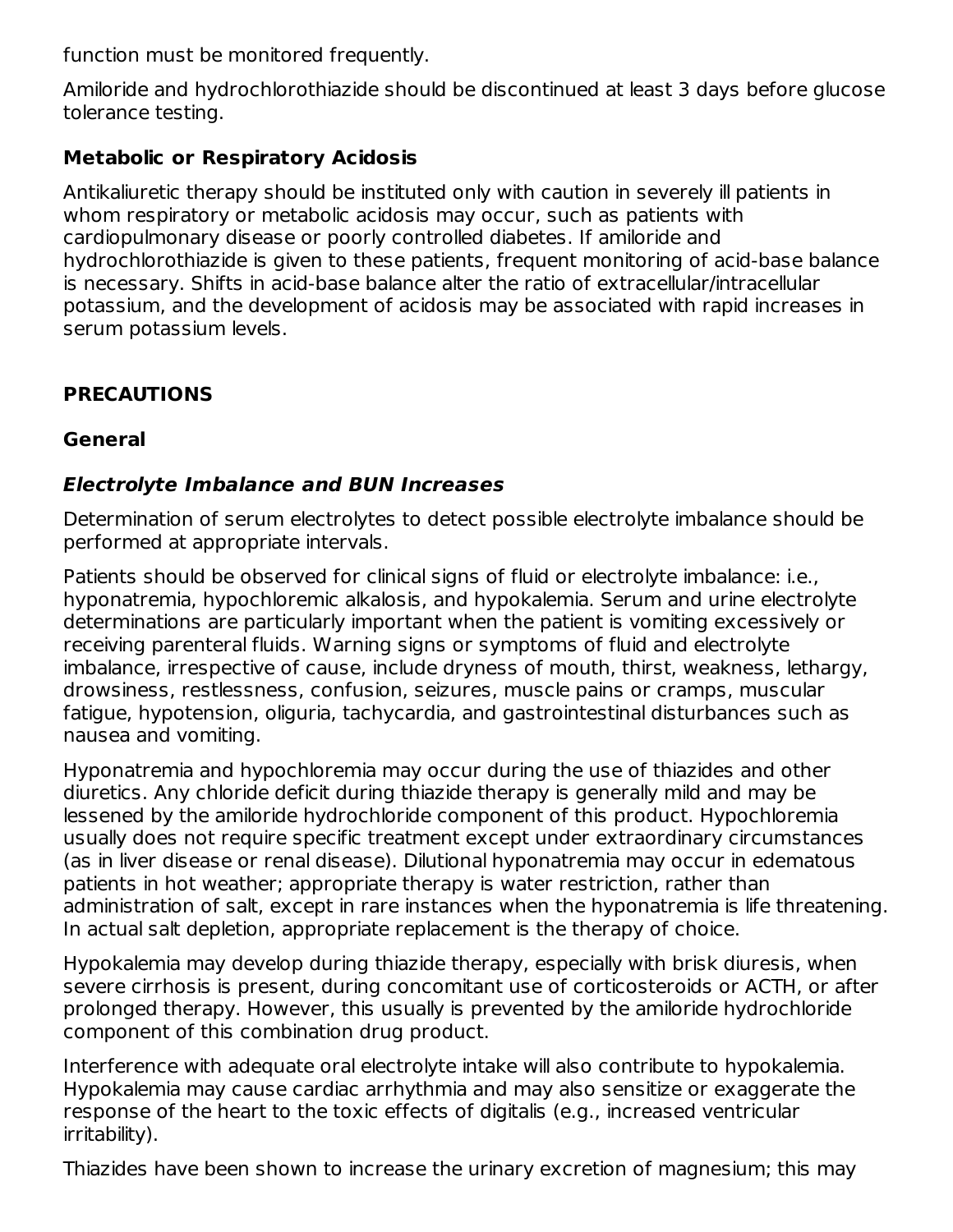function must be monitored frequently.

Amiloride and hydrochlorothiazide should be discontinued at least 3 days before glucose tolerance testing.

### Metabolic or Respiratory Acidosis

Antikaliuretic therapy should be instituted only with caution in severely ill patients in whom respiratory or metabolic acidosis may occur, such as patients with cardiopulmonary disease or poorly controlled diabetes. If amiloride and hydrochlorothiazide is given to these patients, frequent monitoring of acid-base balance is necessary. Shifts in acid-base balance alter the ratio of extracellular/intracellular potassium, and the development of acidosis may be associated with rapid increases in serum potassium levels.

## PRECAUTIONS

### General

#### *Electrolyte Imbalance and BUN Increases*

Determination of serum electrolytes to detect possible electrolyte imbalance should be performed at appropriate intervals.

Patients should be observed for clinical signs of fluid or electrolyte imbalance: i.e., hyponatremia, hypochloremic alkalosis, and hypokalemia. Serum and urine electrolyte determinations are particularly important when the patient is vomiting excessively or receiving parenteral fluids. Warning signs or symptoms of fluid and electrolyte imbalance, irrespective of cause, include dryness of mouth, thirst, weakness, lethargy, drowsiness, restlessness, confusion, seizures, muscle pains or cramps, muscular fatigue, hypotension, oliguria, tachycardia, and gastrointestinal disturbances such as nausea and vomiting.

Hyponatremia and hypochloremia may occur during the use of thiazides and other diuretics. Any chloride deficit during thiazide therapy is generally mild and may be lessened by the amiloride hydrochloride component of this product. Hypochloremia usually does not require specific treatment except under extraordinary circumstances (as in liver disease or renal disease). Dilutional hyponatremia may occur in edematous patients in hot weather; appropriate therapy is water restriction, rather than administration of salt, except in rare instances when the hyponatremia is life threatening. In actual salt depletion, appropriate replacement is the therapy of choice.

Hypokalemia may develop during thiazide therapy, especially with brisk diuresis, when severe cirrhosis is present, during concomitant use of corticosteroids or ACTH, or after prolonged therapy. However, this usually is prevented by the amiloride hydrochloride component of this combination drug product.

Interference with adequate oral electrolyte intake will also contribute to hypokalemia. Hypokalemia may cause cardiac arrhythmia and may also sensitize or exaggerate the response of the heart to the toxic effects of digitalis (e.g., increased ventricular irritability).

Thiazides have been shown to increase the urinary excretion of magnesium; this may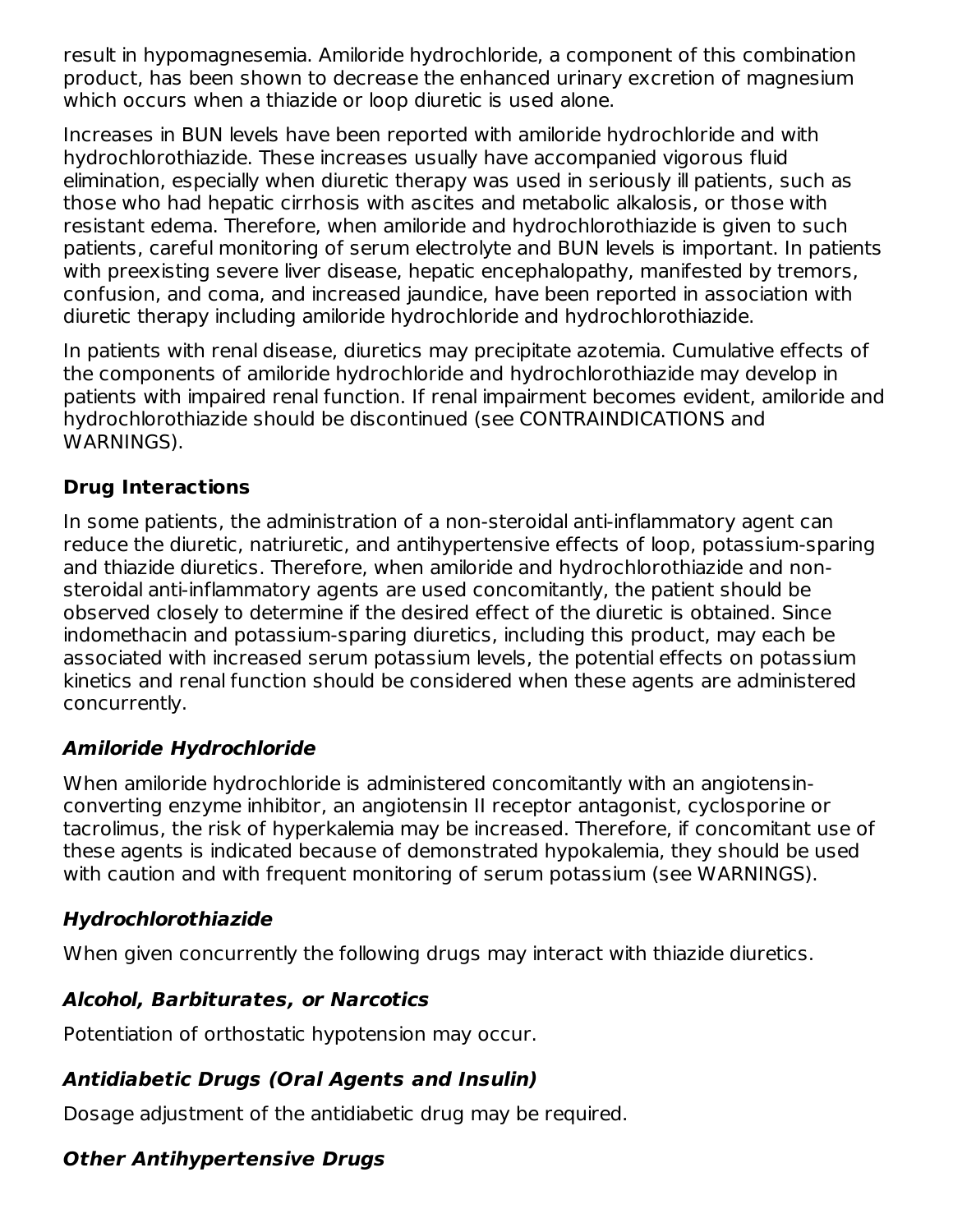result in hypomagnesemia. Amiloride hydrochloride, a component of this combination product, has been shown to decrease the enhanced urinary excretion of magnesium which occurs when a thiazide or loop diuretic is used alone.

Increases in BUN levels have been reported with amiloride hydrochloride and with hydrochlorothiazide. These increases usually have accompanied vigorous fluid elimination, especially when diuretic therapy was used in seriously ill patients, such as those who had hepatic cirrhosis with ascites and metabolic alkalosis, or those with resistant edema. Therefore, when amiloride and hydrochlorothiazide is given to such patients, careful monitoring of serum electrolyte and BUN levels is important. In patients with preexisting severe liver disease, hepatic encephalopathy, manifested by tremors, confusion, and coma, and increased jaundice, have been reported in association with diuretic therapy including amiloride hydrochloride and hydrochlorothiazide.

In patients with renal disease, diuretics may precipitate azotemia. Cumulative effects of the components of amiloride hydrochloride and hydrochlorothiazide may develop in patients with impaired renal function. If renal impairment becomes evident, amiloride and hydrochlorothiazide should be discontinued (see CONTRAINDICATIONS and WARNINGS).

**Drug Interactions**

In some patients, the administration of a non-steroidal anti-inflammatory agent can reduce the diuretic, natriuretic, and antihypertensive effects of loop, potassium-sparing and thiazide diuretics. Therefore, when amiloride and hydrochlorothiazide and non-steroidal anti-inflammatory agents are used concomitantly, the patient should be observed closely to determine if the desired effect of the diuretic is obtained. Since indomethacin and potassium-sparing diuretics, including this product, may each be associated with increased serum potassium levels, the potential effects on potassium kinetics and renal function should be considered when these agents are administered concurrently.

***Amiloride Hydrochloride***

When amiloride hydrochloride is administered concomitantly with an angiotensin-converting enzyme inhibitor, an angiotensin II receptor antagonist, cyclosporine or tacrolimus, the risk of hyperkalemia may be increased. Therefore, if concomitant use of these agents is indicated because of demonstrated hypokalemia, they should be used with caution and with frequent monitoring of serum potassium (see WARNINGS).

***Hydrochlorothiazide***

When given concurrently the following drugs may interact with thiazide diuretics.

***Alcohol, Barbiturates, or Narcotics***

Potentiation of orthostatic hypotension may occur.

***Antidiabetic Drugs (Oral Agents and Insulin)***

Dosage adjustment of the antidiabetic drug may be required.

***Other Antihypertensive Drugs***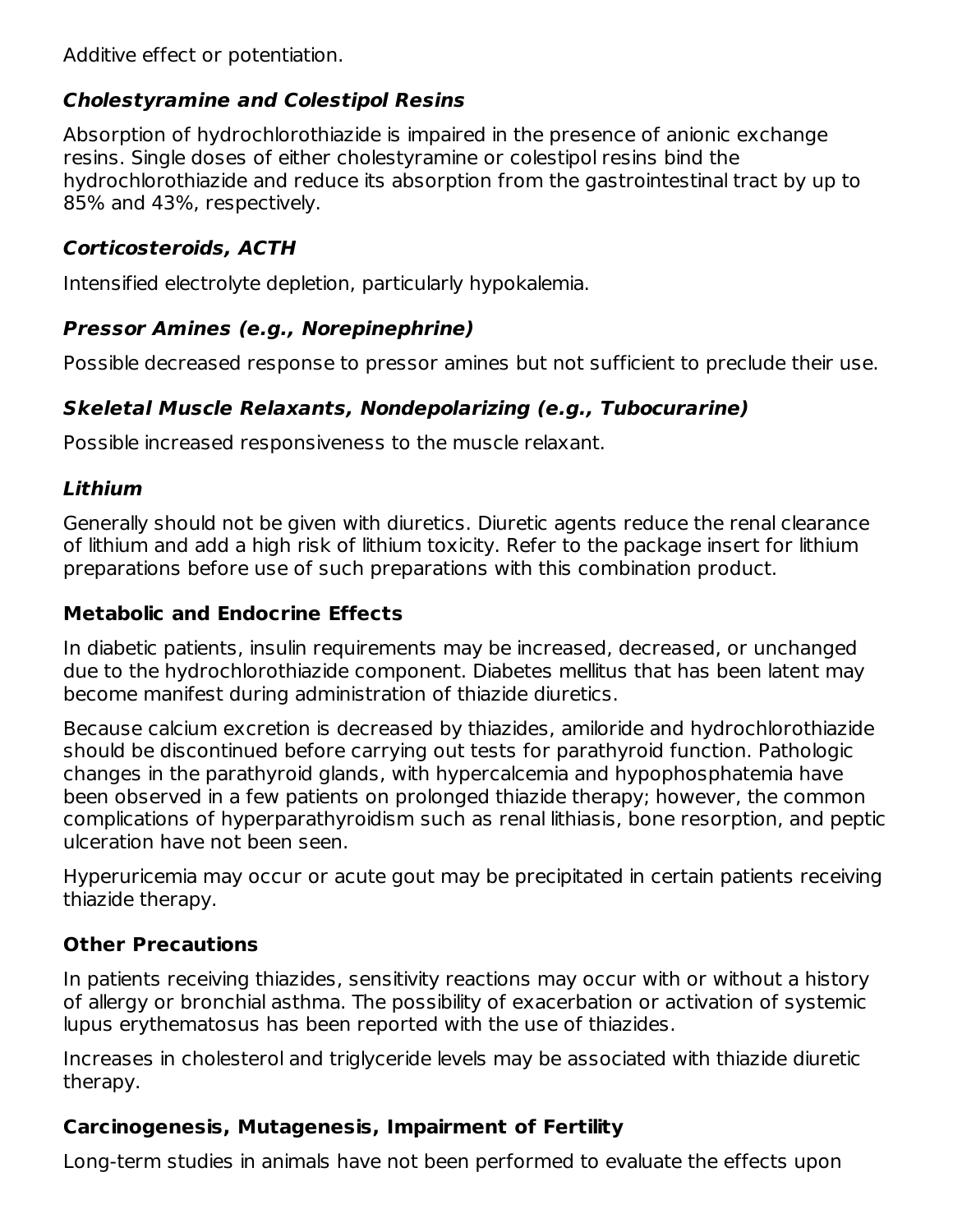Additive effect or potentiation.

#### ***Cholestyramine and Colestipol Resins***

Absorption of hydrochlorothiazide is impaired in the presence of anionic exchange resins. Single doses of either cholestyramine or colestipol resins bind the hydrochlorothiazide and reduce its absorption from the gastrointestinal tract by up to 85% and 43%, respectively.

#### ***Corticosteroids, ACTH***

Intensified electrolyte depletion, particularly hypokalemia.

#### ***Pressor Amines (e.g., Norepinephrine)***

Possible decreased response to pressor amines but not sufficient to preclude their use.

#### ***Skeletal Muscle Relaxants, Nondepolarizing (e.g., Tubocurarine)***

Possible increased responsiveness to the muscle relaxant.

#### ***Lithium***

Generally should not be given with diuretics. Diuretic agents reduce the renal clearance of lithium and add a high risk of lithium toxicity. Refer to the package insert for lithium preparations before use of such preparations with this combination product.

### **Metabolic and Endocrine Effects**

In diabetic patients, insulin requirements may be increased, decreased, or unchanged due to the hydrochlorothiazide component. Diabetes mellitus that has been latent may become manifest during administration of thiazide diuretics.

Because calcium excretion is decreased by thiazides, amiloride and hydrochlorothiazide should be discontinued before carrying out tests for parathyroid function. Pathologic changes in the parathyroid glands, with hypercalcemia and hypophosphatemia have been observed in a few patients on prolonged thiazide therapy; however, the common complications of hyperparathyroidism such as renal lithiasis, bone resorption, and peptic ulceration have not been seen.

Hyperuricemia may occur or acute gout may be precipitated in certain patients receiving thiazide therapy.

### **Other Precautions**

In patients receiving thiazides, sensitivity reactions may occur with or without a history of allergy or bronchial asthma. The possibility of exacerbation or activation of systemic lupus erythematosus has been reported with the use of thiazides.

Increases in cholesterol and triglyceride levels may be associated with thiazide diuretic therapy.

### **Carcinogenesis, Mutagenesis, Impairment of Fertility**

Long-term studies in animals have not been performed to evaluate the effects upon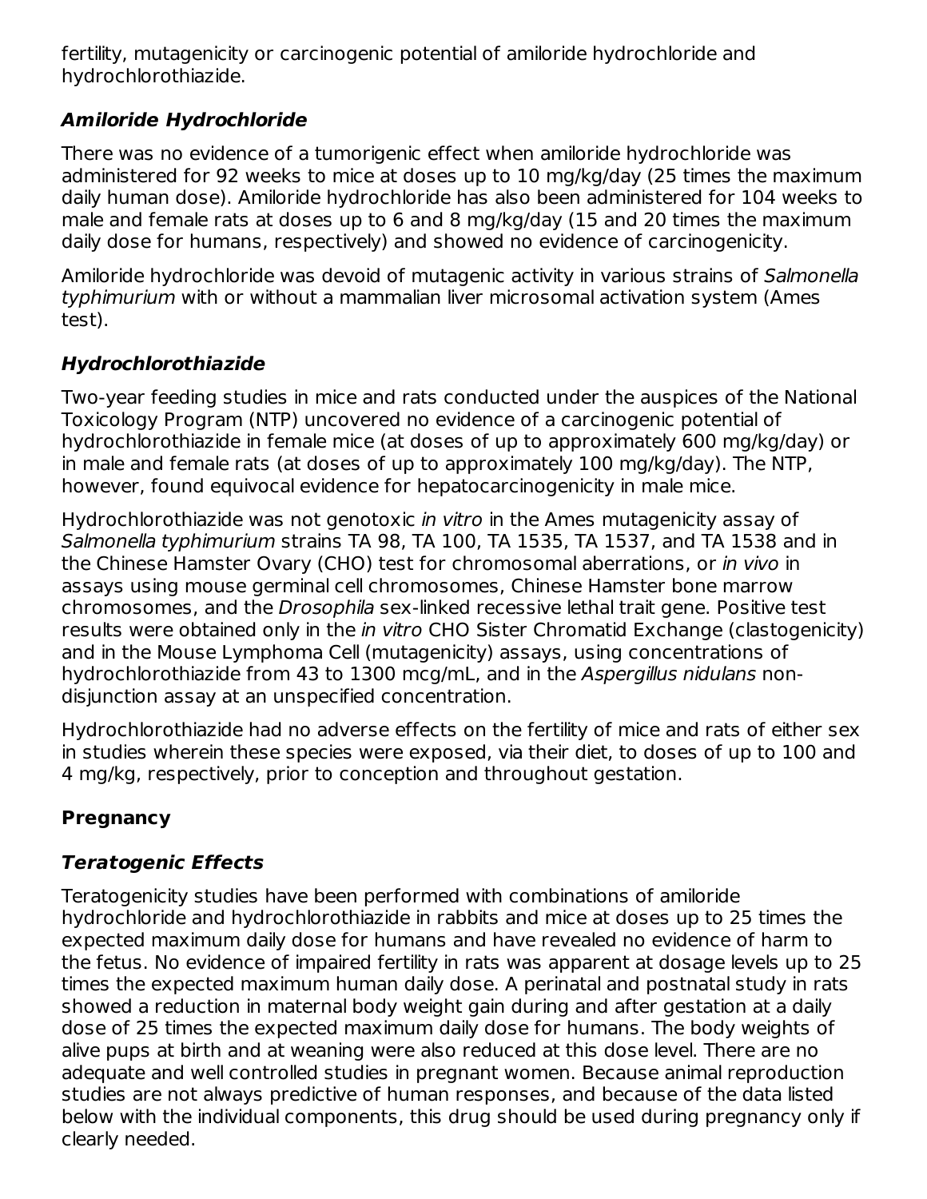fertility, mutagenicity or carcinogenic potential of amiloride hydrochloride and hydrochlorothiazide.

### *Amiloride Hydrochloride*

There was no evidence of a tumorigenic effect when amiloride hydrochloride was administered for 92 weeks to mice at doses up to 10 mg/kg/day (25 times the maximum daily human dose). Amiloride hydrochloride has also been administered for 104 weeks to male and female rats at doses up to 6 and 8 mg/kg/day (15 and 20 times the maximum daily dose for humans, respectively) and showed no evidence of carcinogenicity.

Amiloride hydrochloride was devoid of mutagenic activity in various strains of *Salmonella typhimurium* with or without a mammalian liver microsomal activation system (Ames test).

### *Hydrochlorothiazide*

Two-year feeding studies in mice and rats conducted under the auspices of the National Toxicology Program (NTP) uncovered no evidence of a carcinogenic potential of hydrochlorothiazide in female mice (at doses of up to approximately 600 mg/kg/day) or in male and female rats (at doses of up to approximately 100 mg/kg/day). The NTP, however, found equivocal evidence for hepatocarcinogenicity in male mice.

Hydrochlorothiazide was not genotoxic *in vitro* in the Ames mutagenicity assay of *Salmonella typhimurium* strains TA 98, TA 100, TA 1535, TA 1537, and TA 1538 and in the Chinese Hamster Ovary (CHO) test for chromosomal aberrations, or *in vivo* in assays using mouse germinal cell chromosomes, Chinese Hamster bone marrow chromosomes, and the *Drosophila* sex-linked recessive lethal trait gene. Positive test results were obtained only in the *in vitro* CHO Sister Chromatid Exchange (clastogenicity) and in the Mouse Lymphoma Cell (mutagenicity) assays, using concentrations of hydrochlorothiazide from 43 to 1300 mcg/mL, and in the *Aspergillus nidulans* non-disjunction assay at an unspecified concentration.

Hydrochlorothiazide had no adverse effects on the fertility of mice and rats of either sex in studies wherein these species were exposed, via their diet, to doses of up to 100 and 4 mg/kg, respectively, prior to conception and throughout gestation.

## Pregnancy

### *Teratogenic Effects*

Teratogenicity studies have been performed with combinations of amiloride hydrochloride and hydrochlorothiazide in rabbits and mice at doses up to 25 times the expected maximum daily dose for humans and have revealed no evidence of harm to the fetus. No evidence of impaired fertility in rats was apparent at dosage levels up to 25 times the expected maximum human daily dose. A perinatal and postnatal study in rats showed a reduction in maternal body weight gain during and after gestation at a daily dose of 25 times the expected maximum daily dose for humans. The body weights of alive pups at birth and at weaning were also reduced at this dose level. There are no adequate and well controlled studies in pregnant women. Because animal reproduction studies are not always predictive of human responses, and because of the data listed below with the individual components, this drug should be used during pregnancy only if clearly needed.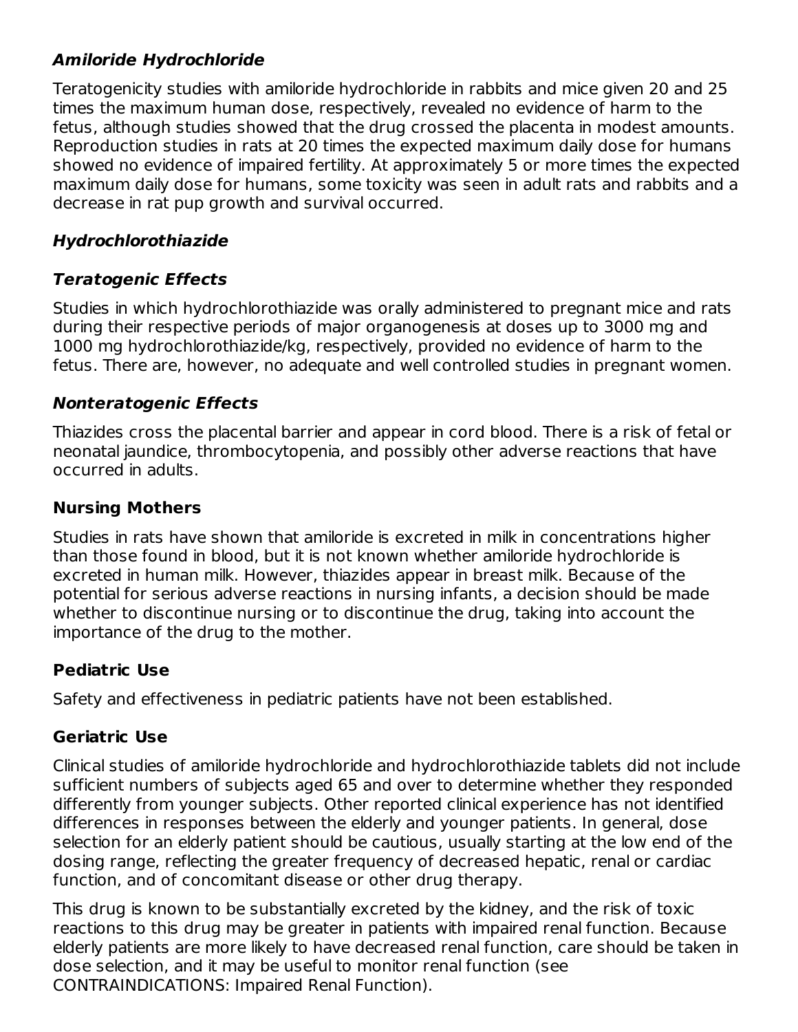#### ***Amiloride Hydrochloride***

Teratogenicity studies with amiloride hydrochloride in rabbits and mice given 20 and 25 times the maximum human dose, respectively, revealed no evidence of harm to the fetus, although studies showed that the drug crossed the placenta in modest amounts. Reproduction studies in rats at 20 times the expected maximum daily dose for humans showed no evidence of impaired fertility. At approximately 5 or more times the expected maximum daily dose for humans, some toxicity was seen in adult rats and rabbits and a decrease in rat pup growth and survival occurred.

#### ***Hydrochlorothiazide***

#### ***Teratogenic Effects***

Studies in which hydrochlorothiazide was orally administered to pregnant mice and rats during their respective periods of major organogenesis at doses up to 3000 mg and 1000 mg hydrochlorothiazide/kg, respectively, provided no evidence of harm to the fetus. There are, however, no adequate and well controlled studies in pregnant women.

#### ***Nonteratogenic Effects***

Thiazides cross the placental barrier and appear in cord blood. There is a risk of fetal or neonatal jaundice, thrombocytopenia, and possibly other adverse reactions that have occurred in adults.

### **Nursing Mothers**

Studies in rats have shown that amiloride is excreted in milk in concentrations higher than those found in blood, but it is not known whether amiloride hydrochloride is excreted in human milk. However, thiazides appear in breast milk. Because of the potential for serious adverse reactions in nursing infants, a decision should be made whether to discontinue nursing or to discontinue the drug, taking into account the importance of the drug to the mother.

### **Pediatric Use**

Safety and effectiveness in pediatric patients have not been established.

### **Geriatric Use**

Clinical studies of amiloride hydrochloride and hydrochlorothiazide tablets did not include sufficient numbers of subjects aged 65 and over to determine whether they responded differently from younger subjects. Other reported clinical experience has not identified differences in responses between the elderly and younger patients. In general, dose selection for an elderly patient should be cautious, usually starting at the low end of the dosing range, reflecting the greater frequency of decreased hepatic, renal or cardiac function, and of concomitant disease or other drug therapy.

This drug is known to be substantially excreted by the kidney, and the risk of toxic reactions to this drug may be greater in patients with impaired renal function. Because elderly patients are more likely to have decreased renal function, care should be taken in dose selection, and it may be useful to monitor renal function (see CONTRAINDICATIONS: Impaired Renal Function).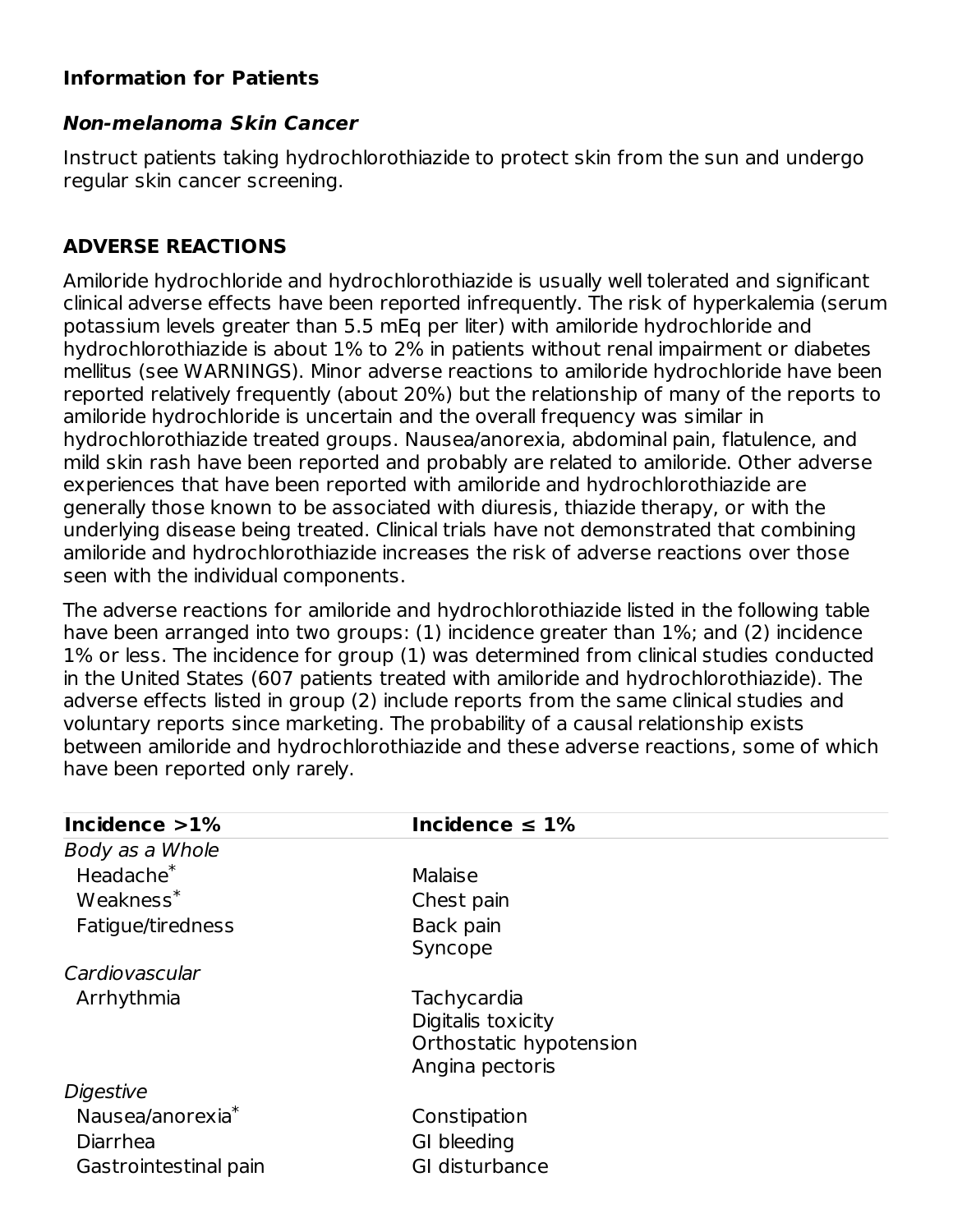### Information for Patients

#### *Non-melanoma Skin Cancer*

Instruct patients taking hydrochlorothiazide to protect skin from the sun and undergo regular skin cancer screening.

## ADVERSE REACTIONS

Amiloride hydrochloride and hydrochlorothiazide is usually well tolerated and significant clinical adverse effects have been reported infrequently. The risk of hyperkalemia (serum potassium levels greater than 5.5 mEq per liter) with amiloride hydrochloride and hydrochlorothiazide is about 1% to 2% in patients without renal impairment or diabetes mellitus (see WARNINGS). Minor adverse reactions to amiloride hydrochloride have been reported relatively frequently (about 20%) but the relationship of many of the reports to amiloride hydrochloride is uncertain and the overall frequency was similar in hydrochlorothiazide treated groups. Nausea/anorexia, abdominal pain, flatulence, and mild skin rash have been reported and probably are related to amiloride. Other adverse experiences that have been reported with amiloride and hydrochlorothiazide are generally those known to be associated with diuresis, thiazide therapy, or with the underlying disease being treated. Clinical trials have not demonstrated that combining amiloride and hydrochlorothiazide increases the risk of adverse reactions over those seen with the individual components.

The adverse reactions for amiloride and hydrochlorothiazide listed in the following table have been arranged into two groups: (1) incidence greater than 1%; and (2) incidence 1% or less. The incidence for group (1) was determined from clinical studies conducted in the United States (607 patients treated with amiloride and hydrochlorothiazide). The adverse effects listed in group (2) include reports from the same clinical studies and voluntary reports since marketing. The probability of a causal relationship exists between amiloride and hydrochlorothiazide and these adverse reactions, some of which have been reported only rarely.

| **Incidence >1%** | **Incidence ≤ 1%** |
|---|---|
| *Body as a Whole* | |
| Headache* | Malaise |
| Weakness* | Chest pain |
| Fatigue/tiredness | Back pain |
| | Syncope |
| *Cardiovascular* | |
| Arrhythmia | Tachycardia |
| | Digitalis toxicity |
| | Orthostatic hypotension |
| | Angina pectoris |
| *Digestive* | |
| Nausea/anorexia* | Constipation |
| Diarrhea | GI bleeding |
| Gastrointestinal pain | GI disturbance |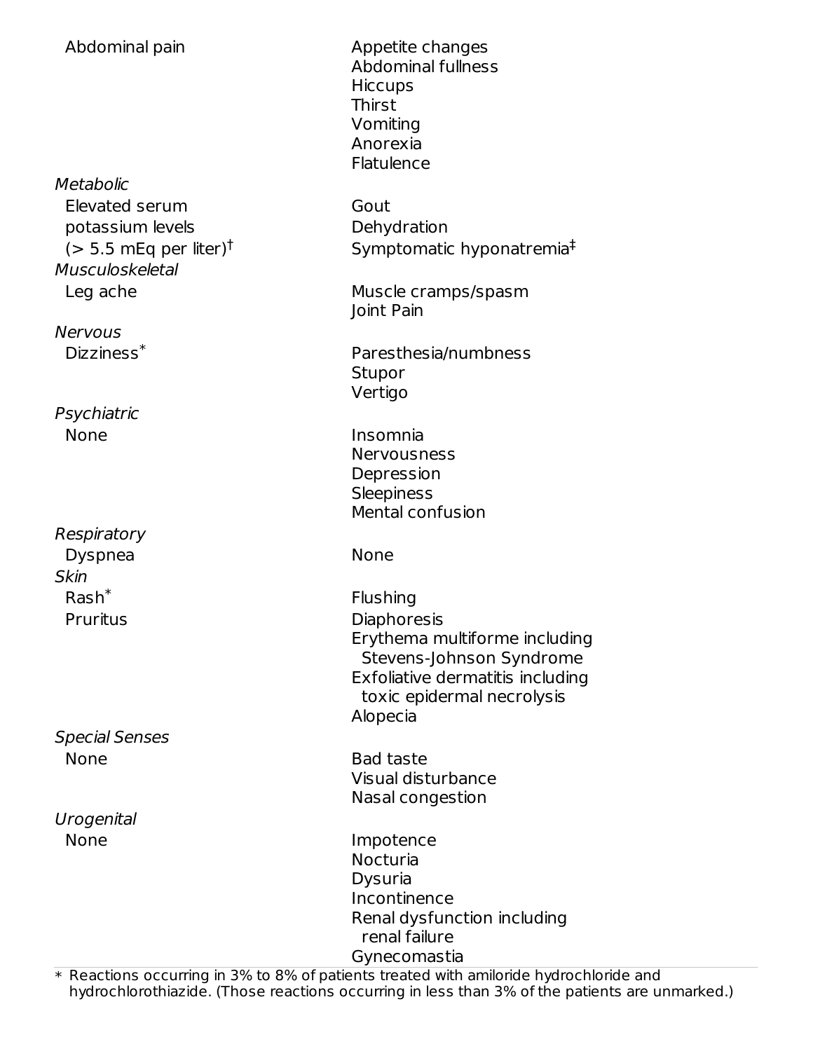| | |
|---|---|
| Abdominal pain | Appetite changes<br>Abdominal fullness<br>Hiccups<br>Thirst<br>Vomiting<br>Anorexia<br>Flatulence |
| *Metabolic* | |
| Elevated serum potassium levels (> 5.5 mEq per liter)† | Gout<br>Dehydration<br>Symptomatic hyponatremia‡ |
| *Musculoskeletal* | |
| Leg ache | Muscle cramps/spasm<br>Joint Pain |
| *Nervous* | |
| Dizziness* | Paresthesia/numbness<br>Stupor<br>Vertigo |
| *Psychiatric* | |
| None | Insomnia<br>Nervousness<br>Depression<br>Sleepiness<br>Mental confusion |
| *Respiratory* | |
| Dyspnea | None |
| *Skin* | |
| Rash*<br>Pruritus | Flushing<br>Diaphoresis<br>Erythema multiforme including Stevens-Johnson Syndrome<br>Exfoliative dermatitis including toxic epidermal necrolysis<br>Alopecia |
| *Special Senses* | |
| None | Bad taste<br>Visual disturbance<br>Nasal congestion |
| *Urogenital* | |
| None | Impotence<br>Nocturia<br>Dysuria<br>Incontinence<br>Renal dysfunction including renal failure<br>Gynecomastia |

\* Reactions occurring in 3% to 8% of patients treated with amiloride hydrochloride and hydrochlorothiazide. (Those reactions occurring in less than 3% of the patients are unmarked.)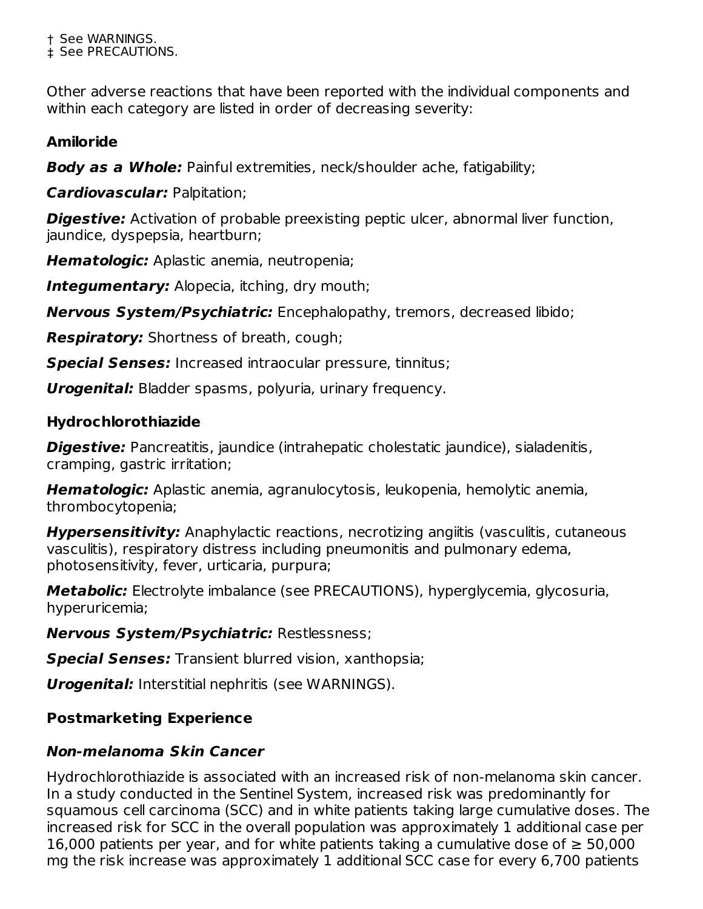† See WARNINGS.
‡ See PRECAUTIONS.

Other adverse reactions that have been reported with the individual components and within each category are listed in order of decreasing severity:

**Amiloride**

***Body as a Whole:*** Painful extremities, neck/shoulder ache, fatigability;

***Cardiovascular:*** Palpitation;

***Digestive:*** Activation of probable preexisting peptic ulcer, abnormal liver function, jaundice, dyspepsia, heartburn;

***Hematologic:*** Aplastic anemia, neutropenia;

***Integumentary:*** Alopecia, itching, dry mouth;

***Nervous System/Psychiatric:*** Encephalopathy, tremors, decreased libido;

***Respiratory:*** Shortness of breath, cough;

***Special Senses:*** Increased intraocular pressure, tinnitus;

***Urogenital:*** Bladder spasms, polyuria, urinary frequency.

**Hydrochlorothiazide**

***Digestive:*** Pancreatitis, jaundice (intrahepatic cholestatic jaundice), sialadenitis, cramping, gastric irritation;

***Hematologic:*** Aplastic anemia, agranulocytosis, leukopenia, hemolytic anemia, thrombocytopenia;

***Hypersensitivity:*** Anaphylactic reactions, necrotizing angiitis (vasculitis, cutaneous vasculitis), respiratory distress including pneumonitis and pulmonary edema, photosensitivity, fever, urticaria, purpura;

***Metabolic:*** Electrolyte imbalance (see PRECAUTIONS), hyperglycemia, glycosuria, hyperuricemia;

***Nervous System/Psychiatric:*** Restlessness;

***Special Senses:*** Transient blurred vision, xanthopsia;

***Urogenital:*** Interstitial nephritis (see WARNINGS).

**Postmarketing Experience**

***Non-melanoma Skin Cancer***

Hydrochlorothiazide is associated with an increased risk of non-melanoma skin cancer. In a study conducted in the Sentinel System, increased risk was predominantly for squamous cell carcinoma (SCC) and in white patients taking large cumulative doses. The increased risk for SCC in the overall population was approximately 1 additional case per 16,000 patients per year, and for white patients taking a cumulative dose of ≥ 50,000 mg the risk increase was approximately 1 additional SCC case for every 6,700 patients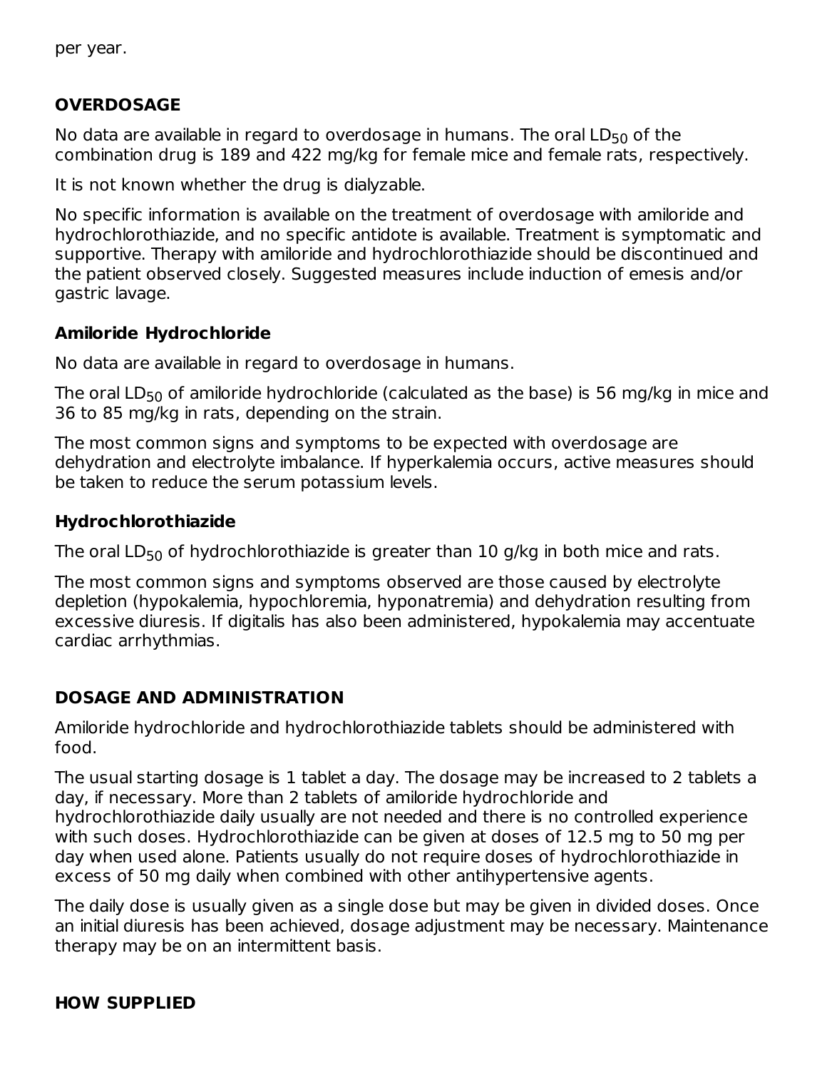per year.

## OVERDOSAGE

No data are available in regard to overdosage in humans. The oral $LD_{50}$ of the combination drug is 189 and 422 mg/kg for female mice and female rats, respectively.

It is not known whether the drug is dialyzable.

No specific information is available on the treatment of overdosage with amiloride and hydrochlorothiazide, and no specific antidote is available. Treatment is symptomatic and supportive. Therapy with amiloride and hydrochlorothiazide should be discontinued and the patient observed closely. Suggested measures include induction of emesis and/or gastric lavage.

### Amiloride Hydrochloride

No data are available in regard to overdosage in humans.

The oral $LD_{50}$ of amiloride hydrochloride (calculated as the base) is 56 mg/kg in mice and 36 to 85 mg/kg in rats, depending on the strain.

The most common signs and symptoms to be expected with overdosage are dehydration and electrolyte imbalance. If hyperkalemia occurs, active measures should be taken to reduce the serum potassium levels.

### Hydrochlorothiazide

The oral $LD_{50}$ of hydrochlorothiazide is greater than 10 g/kg in both mice and rats.

The most common signs and symptoms observed are those caused by electrolyte depletion (hypokalemia, hypochloremia, hyponatremia) and dehydration resulting from excessive diuresis. If digitalis has also been administered, hypokalemia may accentuate cardiac arrhythmias.

## DOSAGE AND ADMINISTRATION

Amiloride hydrochloride and hydrochlorothiazide tablets should be administered with food.

The usual starting dosage is 1 tablet a day. The dosage may be increased to 2 tablets a day, if necessary. More than 2 tablets of amiloride hydrochloride and hydrochlorothiazide daily usually are not needed and there is no controlled experience with such doses. Hydrochlorothiazide can be given at doses of 12.5 mg to 50 mg per day when used alone. Patients usually do not require doses of hydrochlorothiazide in excess of 50 mg daily when combined with other antihypertensive agents.

The daily dose is usually given as a single dose but may be given in divided doses. Once an initial diuresis has been achieved, dosage adjustment may be necessary. Maintenance therapy may be on an intermittent basis.

## HOW SUPPLIED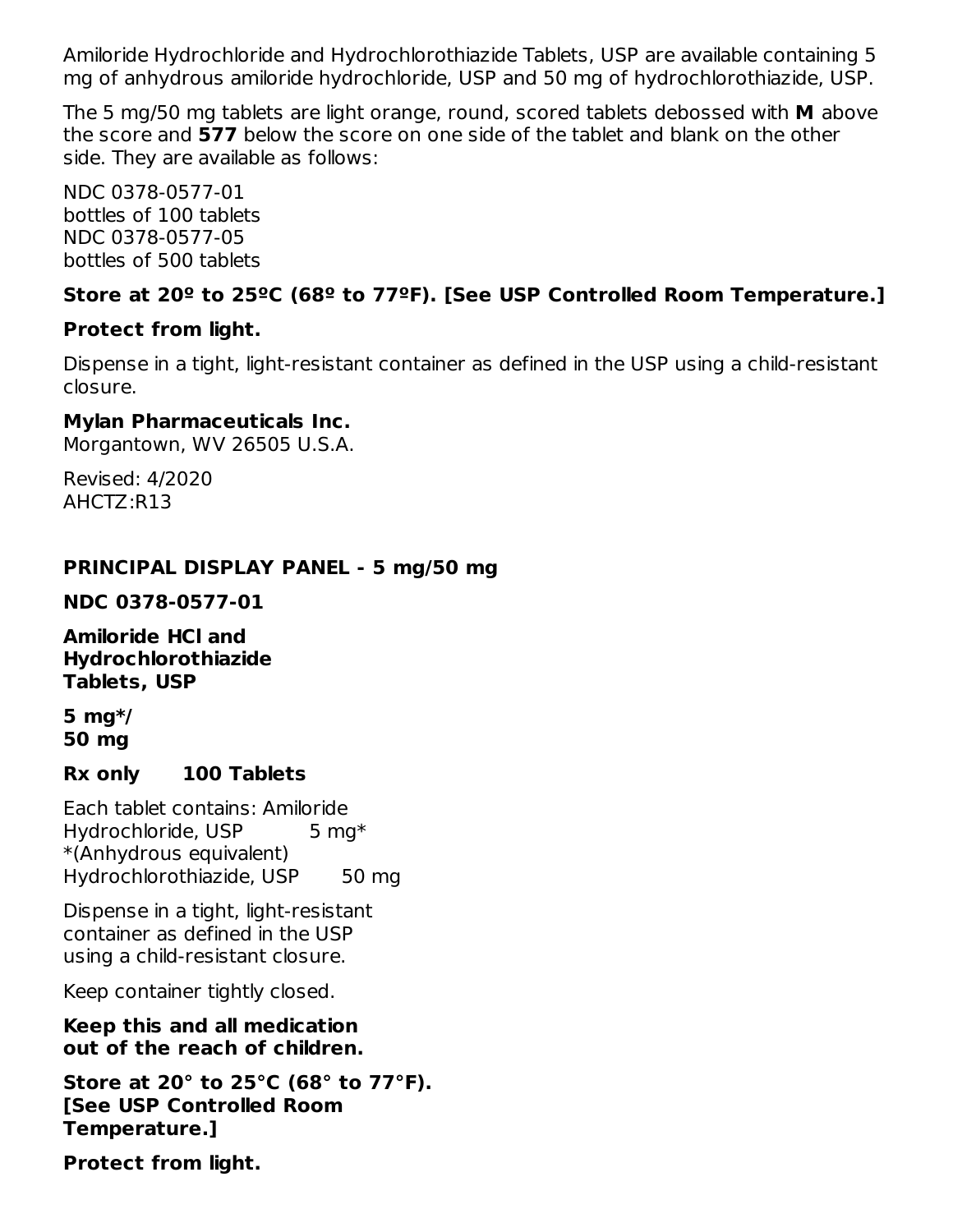Amiloride Hydrochloride and Hydrochlorothiazide Tablets, USP are available containing 5 mg of anhydrous amiloride hydrochloride, USP and 50 mg of hydrochlorothiazide, USP.

The 5 mg/50 mg tablets are light orange, round, scored tablets debossed with **M** above the score and **577** below the score on one side of the tablet and blank on the other side. They are available as follows:

NDC 0378-0577-01
bottles of 100 tablets
NDC 0378-0577-05
bottles of 500 tablets

**Store at 20º to 25ºC (68º to 77ºF). [See USP Controlled Room Temperature.]**

**Protect from light.**

Dispense in a tight, light-resistant container as defined in the USP using a child-resistant closure.

**Mylan Pharmaceuticals Inc.**
Morgantown, WV 26505 U.S.A.

Revised: 4/2020
AHCTZ:R13

**PRINCIPAL DISPLAY PANEL - 5 mg/50 mg**

**NDC 0378-0577-01**

**Amiloride HCl and Hydrochlorothiazide Tablets, USP**

**5 mg*/ 50 mg**

**Rx only 100 Tablets**

Each tablet contains: Amiloride Hydrochloride, USP 5 mg*
*(Anhydrous equivalent)
Hydrochlorothiazide, USP 50 mg

Dispense in a tight, light-resistant container as defined in the USP using a child-resistant closure.

Keep container tightly closed.

**Keep this and all medication out of the reach of children.**

**Store at 20° to 25°C (68° to 77°F). [See USP Controlled Room Temperature.]**

**Protect from light.**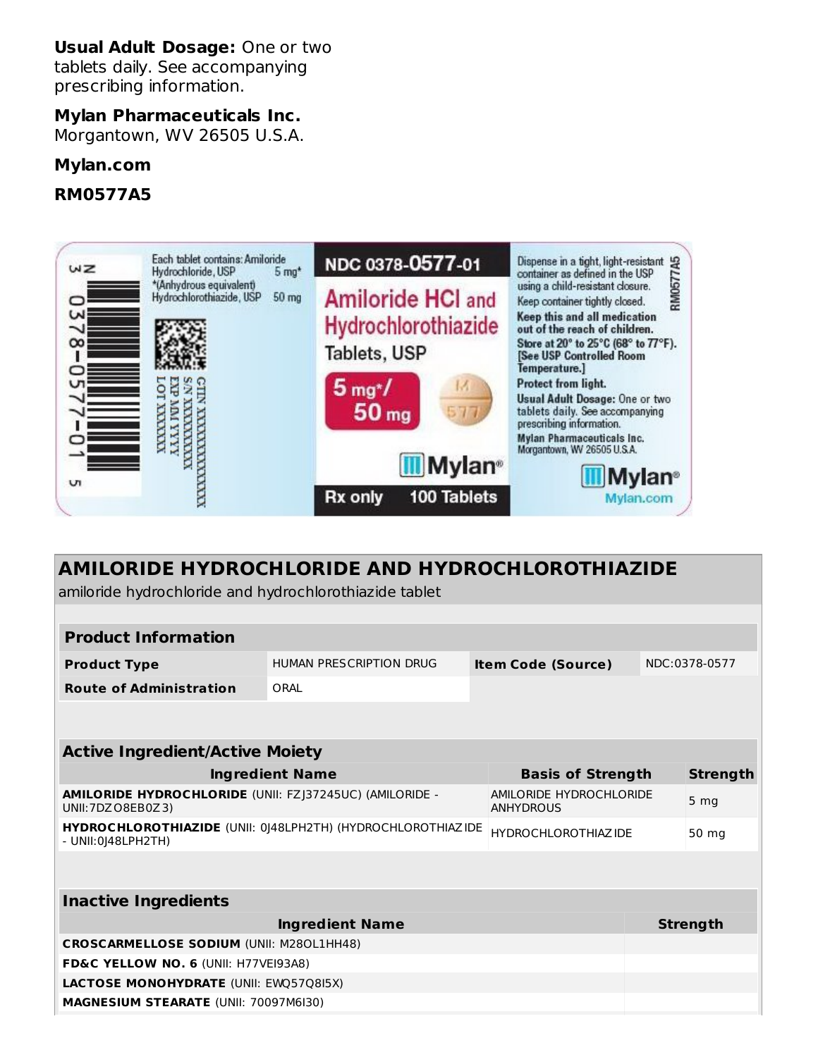**Usual Adult Dosage:** One or two tablets daily. See accompanying prescribing information.

**Mylan Pharmaceuticals Inc.**
Morgantown, WV 26505 U.S.A.

**Mylan.com**

**RM0577A5**

Each tablet contains: Amiloride Hydrochloride, USP 5 mg*
*(Anhydrous equivalent)
Hydrochlorothiazide, USP 50 mg

GTIN XXXXXXXXXXXXXX
S/N XXXXXXXXXX
EXP MM YYYY
LOT XXXXXXX

N 3 0378-0577-01 5

NDC 0378-0577-01

Amiloride HCl and Hydrochlorothiazide Tablets, USP

5 mg*/ 50 mg

M 577

Mylan®

Rx only 100 Tablets

Dispense in a tight, light-resistant container as defined in the USP using a child-resistant closure.

Keep container tightly closed.

**Keep this and all medication out of the reach of children.**

**Store at 20° to 25°C (68° to 77°F). [See USP Controlled Room Temperature.]**

**Protect from light.**

**Usual Adult Dosage:** One or two tablets daily. See accompanying prescribing information.

**Mylan Pharmaceuticals Inc.**
Morgantown, WV 26505 U.S.A.

Mylan®
Mylan.com

RM0577A5

## AMILORIDE HYDROCHLORIDE AND HYDROCHLOROTHIAZIDE

amiloride hydrochloride and hydrochlorothiazide tablet

| **Product Information** | | | |
|---|---|---|---|
| **Product Type** | HUMAN PRESCRIPTION DRUG | **Item Code (Source)** | NDC:0378-0577 |
| **Route of Administration** | ORAL | | |

| **Active Ingredient/Active Moiety** | | |
|---|---|---|
| **Ingredient Name** | **Basis of Strength** | **Strength** |
| **AMILORIDE HYDROCHLORIDE** (UNII: FZJ37245UC) (AMILORIDE - UNII:7DZO8EB0Z3) | AMILORIDE HYDROCHLORIDE ANHYDROUS | 5 mg |
| **HYDROCHLOROTHIAZIDE** (UNII: 0J48LPH2TH) (HYDROCHLOROTHIAZIDE - UNII:0J48LPH2TH) | HYDROCHLOROTHIAZIDE | 50 mg |

| **Inactive Ingredients** | |
|---|---|
| **Ingredient Name** | **Strength** |
| **CROSCARMELLOSE SODIUM** (UNII: M28OL1HH48) | |
| **FD&C YELLOW NO. 6** (UNII: H77VEI93A8) | |
| **LACTOSE MONOHYDRATE** (UNII: EWQ57Q8I5X) | |
| **MAGNESIUM STEARATE** (UNII: 70097M6I30) | |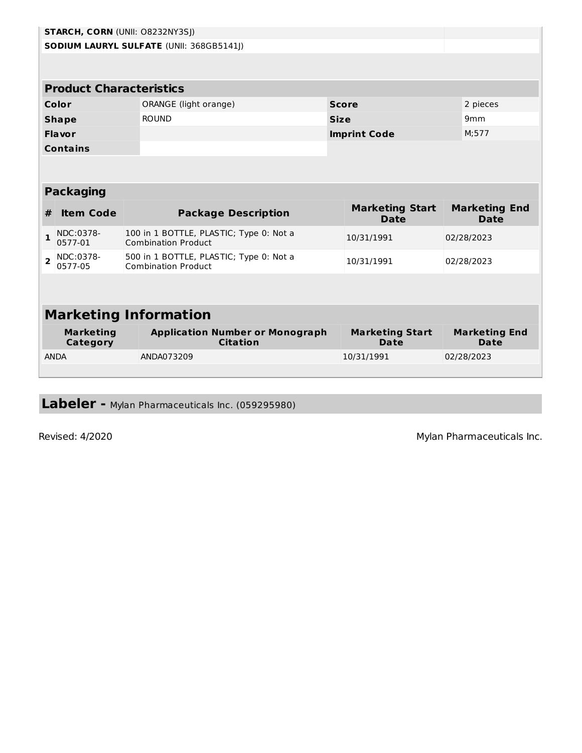| | |
|---|---|
| **STARCH, CORN** (UNII: O8232NY3SJ) | |
| **SODIUM LAURYL SULFATE** (UNII: 368GB5141J) | |

| **Product Characteristics** | | | |
|---|---|---|---|
| **Color** | ORANGE (light orange) | **Score** | 2 pieces |
| **Shape** | ROUND | **Size** | 9mm |
| **Flavor** | | **Imprint Code** | M;577 |
| **Contains** | | | |

**Packaging**

| # | Item Code | Package Description | Marketing Start Date | Marketing End Date |
|---|---|---|---|---|
| 1 | NDC:0378-0577-01 | 100 in 1 BOTTLE, PLASTIC; Type 0: Not a Combination Product | 10/31/1991 | 02/28/2023 |
| 2 | NDC:0378-0577-05 | 500 in 1 BOTTLE, PLASTIC; Type 0: Not a Combination Product | 10/31/1991 | 02/28/2023 |

## Marketing Information

| Marketing Category | Application Number or Monograph Citation | Marketing Start Date | Marketing End Date |
|---|---|---|---|
| ANDA | ANDA073209 | 10/31/1991 | 02/28/2023 |

## Labeler - Mylan Pharmaceuticals Inc. (059295980)

Revised: 4/2020

Mylan Pharmaceuticals Inc.